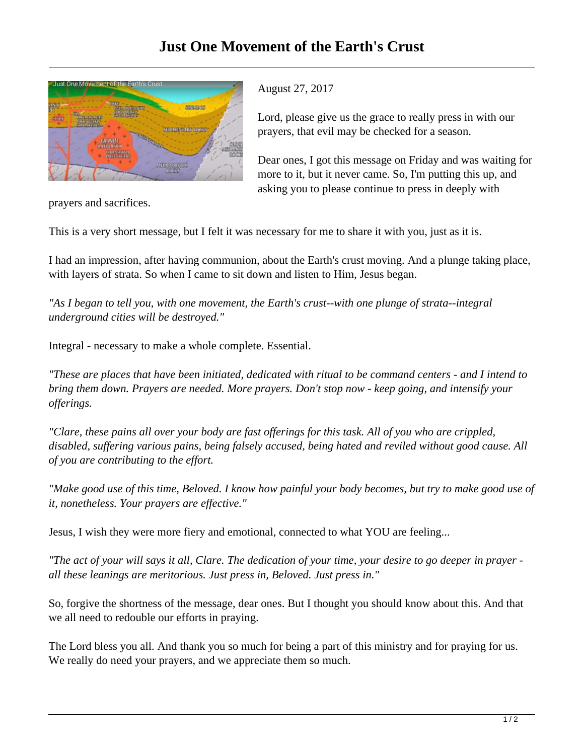# Just One Movement of the Earth's Crust

August 27, 2017

Lord, please give us the grace to really press in with our prayers, that evil may be checked for a season.

Dear ones, I got this message on Friday and was waiting for more to it, but it never came. So, I'm putting this up, and asking you to please continue to press in deeply with prayers and sacrifices.

This is a very short message, but I felt it was necessary for me to share it with you, just as it is.

I had an impression, after having communion, about the Earth's crust moving. And a plunge taking place, with layers of strata. So when I came to sit down and listen to Him, Jesus began.

*"As I began to tell you, with one movement, the Earth's crust--with one plunge of strata--integral underground cities will be destroyed."*

Integral - necessary to make a whole complete. Essential.

*"These are places that have been initiated, dedicated with ritual to be command centers - and I intend to bring them down. Prayers are needed. More prayers. Don't stop now - keep going, and intensify your offerings.*

*"Clare, these pains all over your body are fast offerings for this task. All of you who are crippled, disabled, suffering various pains, being falsely accused, being hated and reviled without good cause. All of you are contributing to the effort.*

*"Make good use of this time, Beloved. I know how painful your body becomes, but try to make good use of it, nonetheless. Your prayers are effective."*

Jesus, I wish they were more fiery and emotional, connected to what YOU are feeling...

*"The act of your will says it all, Clare. The dedication of your time, your desire to go deeper in prayer - all these leanings are meritorious. Just press in, Beloved. Just press in."*

So, forgive the shortness of the message, dear ones. But I thought you should know about this. And that we all need to redouble our efforts in praying.

The Lord bless you all. And thank you so much for being a part of this ministry and for praying for us. We really do need your prayers, and we appreciate them so much.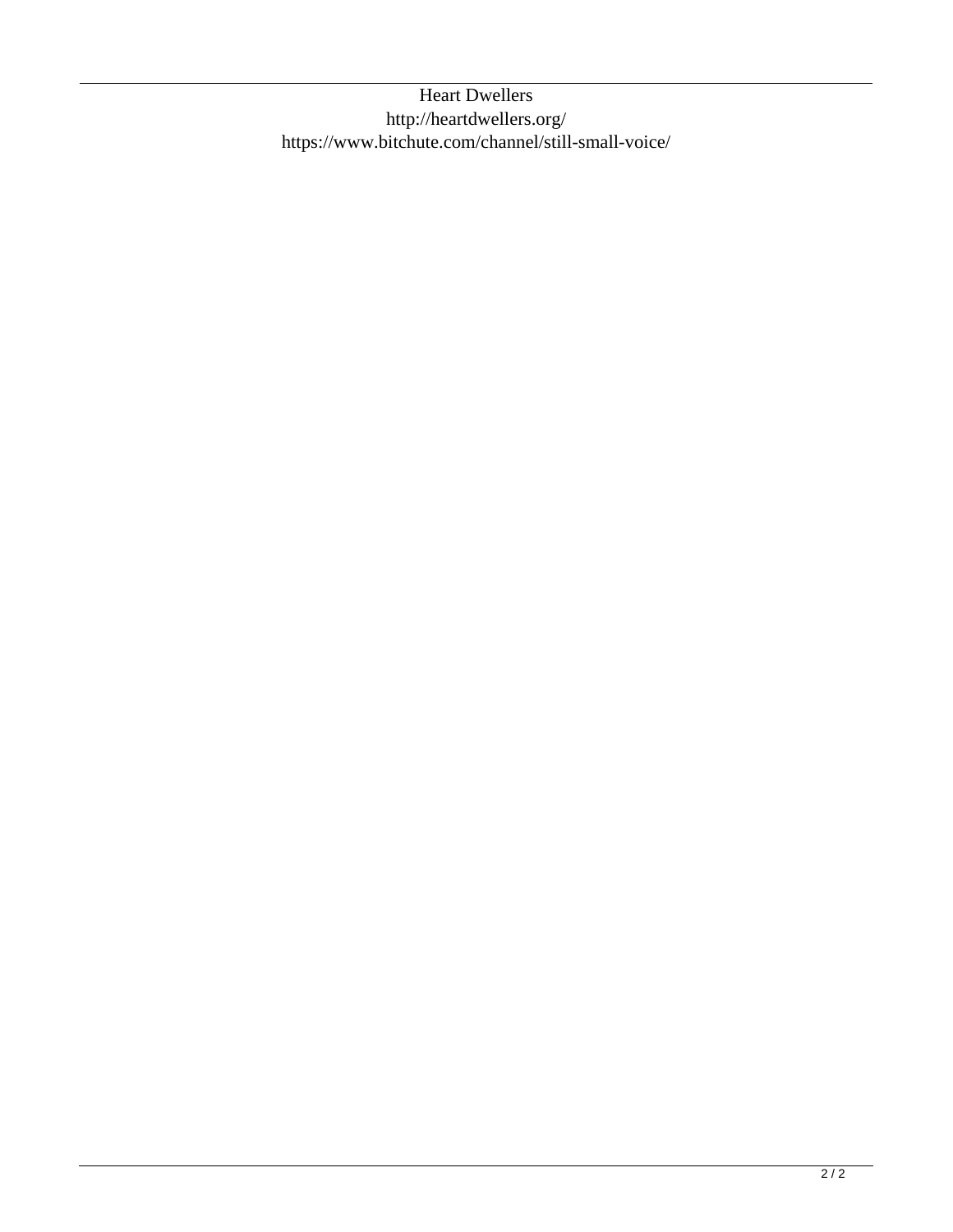Heart Dwellers
http://heartdwellers.org/
https://www.bitchute.com/channel/still-small-voice/